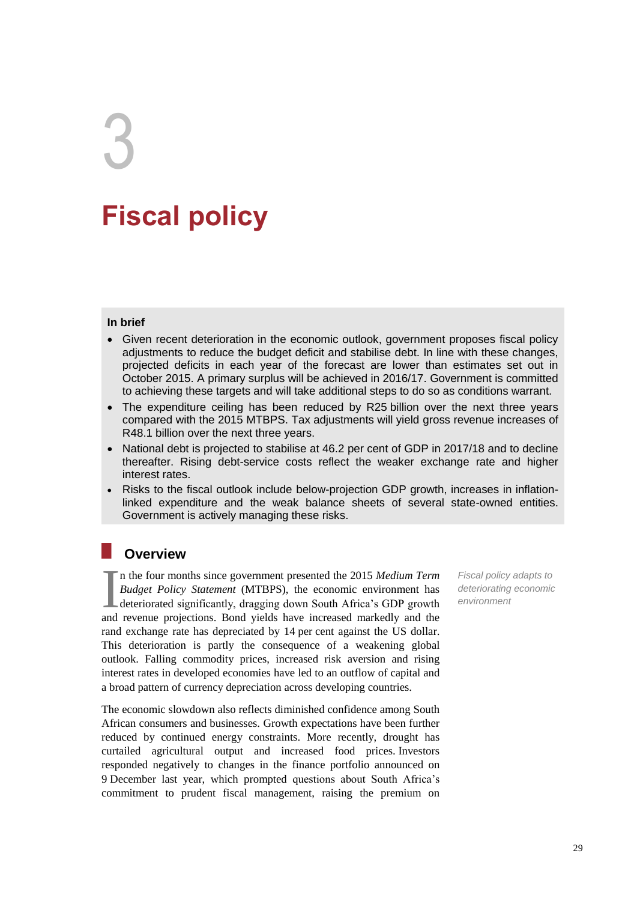# 3

# Fiscal policy

**In brief**

- Given recent deterioration in the economic outlook, government proposes fiscal policy adjustments to reduce the budget deficit and stabilise debt. In line with these changes, projected deficits in each year of the forecast are lower than estimates set out in October 2015. A primary surplus will be achieved in 2016/17. Government is committed to achieving these targets and will take additional steps to do so as conditions warrant.
- The expenditure ceiling has been reduced by R25 billion over the next three years compared with the 2015 MTBPS. Tax adjustments will yield gross revenue increases of R48.1 billion over the next three years.
- National debt is projected to stabilise at 46.2 per cent of GDP in 2017/18 and to decline thereafter. Rising debt-service costs reflect the weaker exchange rate and higher interest rates.
- Risks to the fiscal outlook include below-projection GDP growth, increases in inflation-linked expenditure and the weak balance sheets of several state-owned entities. Government is actively managing these risks.

## Overview

*Fiscal policy adapts to deteriorating economic environment*

In the four months since government presented the 2015 *Medium Term Budget Policy Statement* (MTBPS), the economic environment has deteriorated significantly, dragging down South Africa's GDP growth and revenue projections. Bond yields have increased markedly and the rand exchange rate has depreciated by 14 per cent against the US dollar. This deterioration is partly the consequence of a weakening global outlook. Falling commodity prices, increased risk aversion and rising interest rates in developed economies have led to an outflow of capital and a broad pattern of currency depreciation across developing countries.

The economic slowdown also reflects diminished confidence among South African consumers and businesses. Growth expectations have been further reduced by continued energy constraints. More recently, drought has curtailed agricultural output and increased food prices. Investors responded negatively to changes in the finance portfolio announced on 9 December last year, which prompted questions about South Africa's commitment to prudent fiscal management, raising the premium on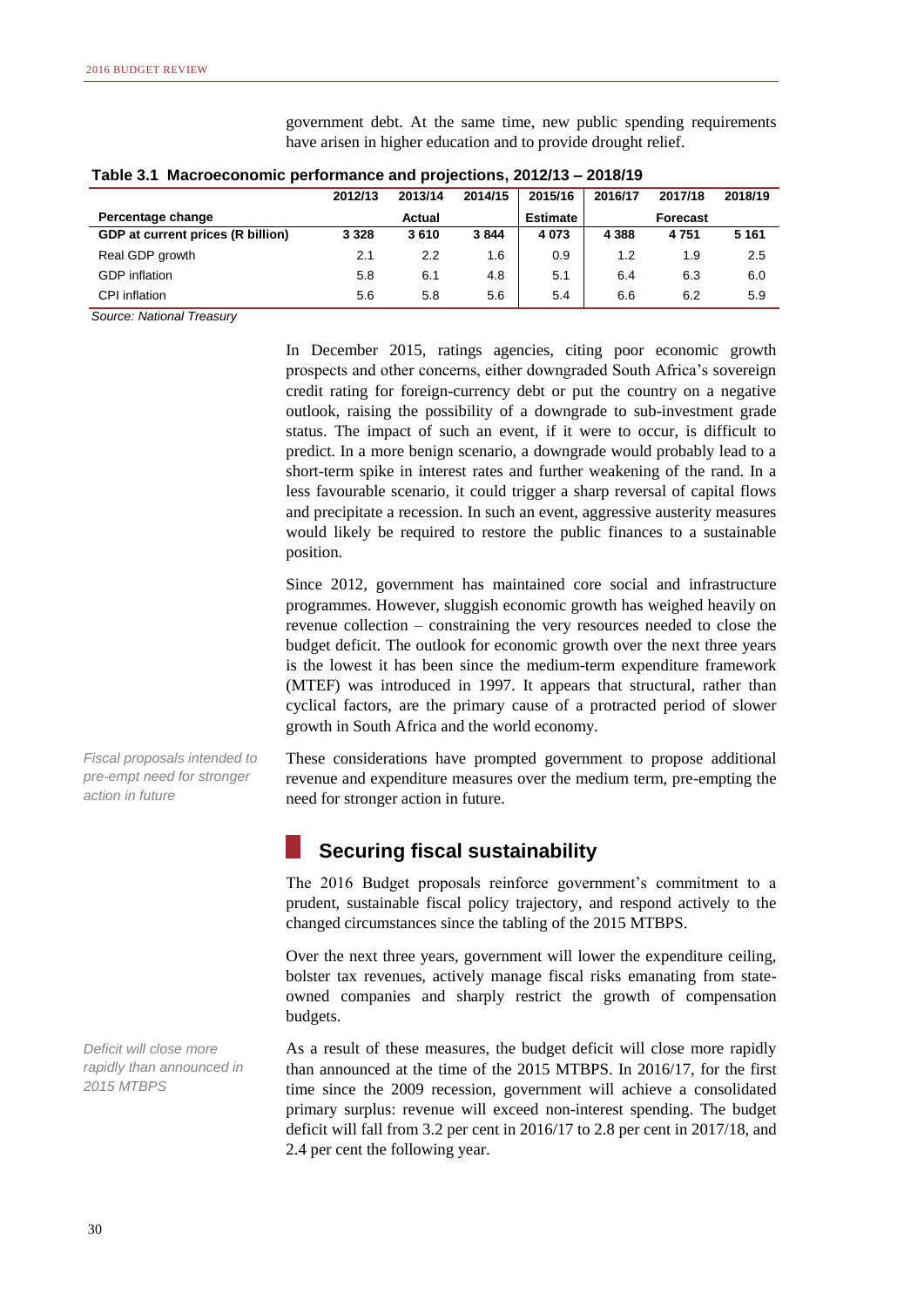government debt. At the same time, new public spending requirements have arisen in higher education and to provide drought relief.

**Table 3.1 Macroeconomic performance and projections, 2012/13 – 2018/19**

| | 2012/13 | 2013/14 | 2014/15 | 2015/16 | 2016/17 | 2017/18 | 2018/19 |
|---|---|---|---|---|---|---|---|
| **Percentage change** | | **Actual** | | **Estimate** | | **Forecast** | |
| **GDP at current prices (R billion)** | **3 328** | **3 610** | **3 844** | **4 073** | **4 388** | **4 751** | **5 161** |
| Real GDP growth | 2.1 | 2.2 | 1.6 | 0.9 | 1.2 | 1.9 | 2.5 |
| GDP inflation | 5.8 | 6.1 | 4.8 | 5.1 | 6.4 | 6.3 | 6.0 |
| CPI inflation | 5.6 | 5.8 | 5.6 | 5.4 | 6.6 | 6.2 | 5.9 |

*Source: National Treasury*

In December 2015, ratings agencies, citing poor economic growth prospects and other concerns, either downgraded South Africa's sovereign credit rating for foreign-currency debt or put the country on a negative outlook, raising the possibility of a downgrade to sub-investment grade status. The impact of such an event, if it were to occur, is difficult to predict. In a more benign scenario, a downgrade would probably lead to a short-term spike in interest rates and further weakening of the rand. In a less favourable scenario, it could trigger a sharp reversal of capital flows and precipitate a recession. In such an event, aggressive austerity measures would likely be required to restore the public finances to a sustainable position.

Since 2012, government has maintained core social and infrastructure programmes. However, sluggish economic growth has weighed heavily on revenue collection – constraining the very resources needed to close the budget deficit. The outlook for economic growth over the next three years is the lowest it has been since the medium-term expenditure framework (MTEF) was introduced in 1997. It appears that structural, rather than cyclical factors, are the primary cause of a protracted period of slower growth in South Africa and the world economy.

*Fiscal proposals intended to pre-empt need for stronger action in future*

These considerations have prompted government to propose additional revenue and expenditure measures over the medium term, pre-empting the need for stronger action in future.

## Securing fiscal sustainability

The 2016 Budget proposals reinforce government's commitment to a prudent, sustainable fiscal policy trajectory, and respond actively to the changed circumstances since the tabling of the 2015 MTBPS.

Over the next three years, government will lower the expenditure ceiling, bolster tax revenues, actively manage fiscal risks emanating from state-owned companies and sharply restrict the growth of compensation budgets.

*Deficit will close more rapidly than announced in 2015 MTBPS*

As a result of these measures, the budget deficit will close more rapidly than announced at the time of the 2015 MTBPS. In 2016/17, for the first time since the 2009 recession, government will achieve a consolidated primary surplus: revenue will exceed non-interest spending. The budget deficit will fall from 3.2 per cent in 2016/17 to 2.8 per cent in 2017/18, and 2.4 per cent the following year.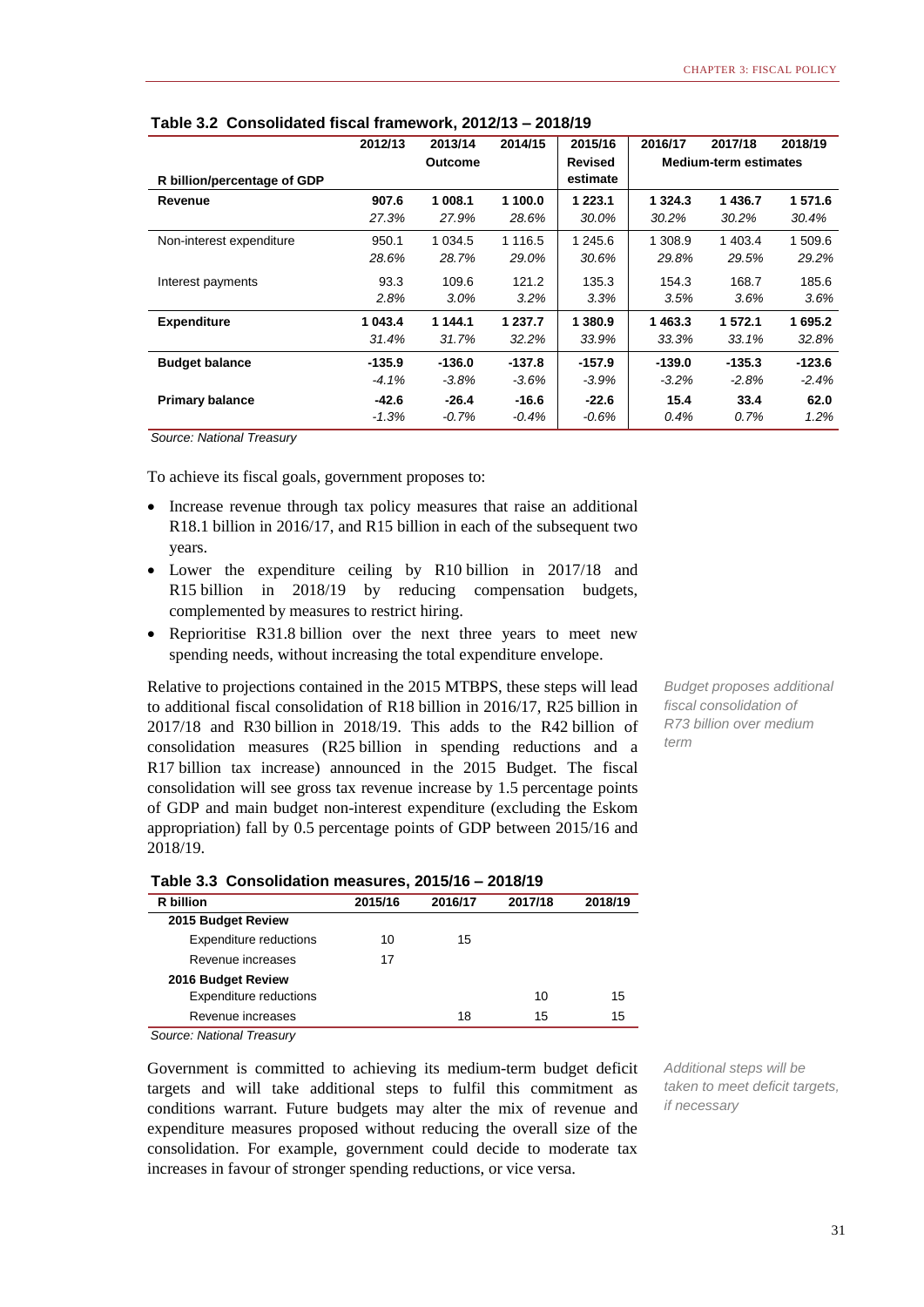**Table 3.2 Consolidated fiscal framework, 2012/13 – 2018/19**

| R billion/percentage of GDP | 2012/13 | 2013/14 | 2014/15 | 2015/16 | 2016/17 | 2017/18 | 2018/19 |
|---|---|---|---|---|---|---|---|
| | | Outcome | | Revised estimate | | Medium-term estimates | |
| **Revenue** | **907.6** | **1 008.1** | **1 100.0** | **1 223.1** | **1 324.3** | **1 436.7** | **1 571.6** |
| | *27.3%* | *27.9%* | *28.6%* | *30.0%* | *30.2%* | *30.2%* | *30.4%* |
| Non-interest expenditure | 950.1 | 1 034.5 | 1 116.5 | 1 245.6 | 1 308.9 | 1 403.4 | 1 509.6 |
| | *28.6%* | *28.7%* | *29.0%* | *30.6%* | *29.8%* | *29.5%* | *29.2%* |
| Interest payments | 93.3 | 109.6 | 121.2 | 135.3 | 154.3 | 168.7 | 185.6 |
| | *2.8%* | *3.0%* | *3.2%* | *3.3%* | *3.5%* | *3.6%* | *3.6%* |
| **Expenditure** | **1 043.4** | **1 144.1** | **1 237.7** | **1 380.9** | **1 463.3** | **1 572.1** | **1 695.2** |
| | *31.4%* | *31.7%* | *32.2%* | *33.9%* | *33.3%* | *33.1%* | *32.8%* |
| **Budget balance** | **-135.9** | **-136.0** | **-137.8** | **-157.9** | **-139.0** | **-135.3** | **-123.6** |
| | *-4.1%* | *-3.8%* | *-3.6%* | *-3.9%* | *-3.2%* | *-2.8%* | *-2.4%* |
| **Primary balance** | **-42.6** | **-26.4** | **-16.6** | **-22.6** | **15.4** | **33.4** | **62.0** |
| | *-1.3%* | *-0.7%* | *-0.4%* | *-0.6%* | *0.4%* | *0.7%* | *1.2%* |

*Source: National Treasury*

To achieve its fiscal goals, government proposes to:

- Increase revenue through tax policy measures that raise an additional R18.1 billion in 2016/17, and R15 billion in each of the subsequent two years.
- Lower the expenditure ceiling by R10 billion in 2017/18 and R15 billion in 2018/19 by reducing compensation budgets, complemented by measures to restrict hiring.
- Reprioritise R31.8 billion over the next three years to meet new spending needs, without increasing the total expenditure envelope.

*Budget proposes additional fiscal consolidation of R73 billion over medium term*

Relative to projections contained in the 2015 MTBPS, these steps will lead to additional fiscal consolidation of R18 billion in 2016/17, R25 billion in 2017/18 and R30 billion in 2018/19. This adds to the R42 billion of consolidation measures (R25 billion in spending reductions and a R17 billion tax increase) announced in the 2015 Budget. The fiscal consolidation will see gross tax revenue increase by 1.5 percentage points of GDP and main budget non-interest expenditure (excluding the Eskom appropriation) fall by 0.5 percentage points of GDP between 2015/16 and 2018/19.

**Table 3.3 Consolidation measures, 2015/16 – 2018/19**

| R billion | 2015/16 | 2016/17 | 2017/18 | 2018/19 |
|---|---|---|---|---|
| **2015 Budget Review** | | | | |
| Expenditure reductions | 10 | 15 | | |
| Revenue increases | 17 | | | |
| **2016 Budget Review** | | | | |
| Expenditure reductions | | | 10 | 15 |
| Revenue increases | | 18 | 15 | 15 |

*Source: National Treasury*

*Additional steps will be taken to meet deficit targets, if necessary*

Government is committed to achieving its medium-term budget deficit targets and will take additional steps to fulfil this commitment as conditions warrant. Future budgets may alter the mix of revenue and expenditure measures proposed without reducing the overall size of the consolidation. For example, government could decide to moderate tax increases in favour of stronger spending reductions, or vice versa.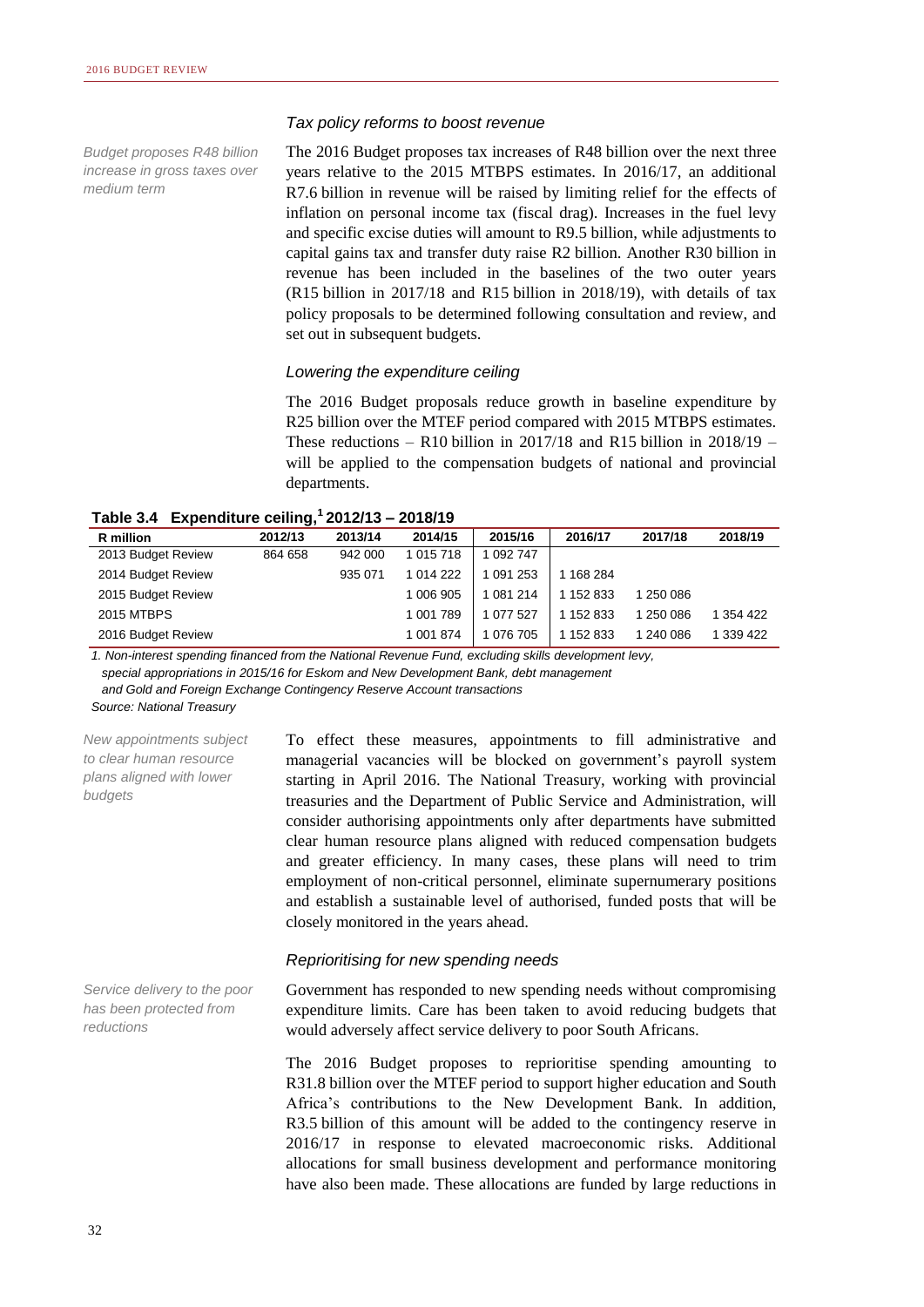### *Tax policy reforms to boost revenue*

*Budget proposes R48 billion increase in gross taxes over medium term*

The 2016 Budget proposes tax increases of R48 billion over the next three years relative to the 2015 MTBPS estimates. In 2016/17, an additional R7.6 billion in revenue will be raised by limiting relief for the effects of inflation on personal income tax (fiscal drag). Increases in the fuel levy and specific excise duties will amount to R9.5 billion, while adjustments to capital gains tax and transfer duty raise R2 billion. Another R30 billion in revenue has been included in the baselines of the two outer years (R15 billion in 2017/18 and R15 billion in 2018/19), with details of tax policy proposals to be determined following consultation and review, and set out in subsequent budgets.

### *Lowering the expenditure ceiling*

The 2016 Budget proposals reduce growth in baseline expenditure by R25 billion over the MTEF period compared with 2015 MTBPS estimates. These reductions – R10 billion in 2017/18 and R15 billion in 2018/19 – will be applied to the compensation budgets of national and provincial departments.

**Table 3.4 Expenditure ceiling,[1] 2012/13 – 2018/19**

| R million | 2012/13 | 2013/14 | 2014/15 | 2015/16 | 2016/17 | 2017/18 | 2018/19 |
|---|---|---|---|---|---|---|---|
| 2013 Budget Review | 864 658 | 942 000 | 1 015 718 | 1 092 747 | | | |
| 2014 Budget Review | | 935 071 | 1 014 222 | 1 091 253 | 1 168 284 | | |
| 2015 Budget Review | | | 1 006 905 | 1 081 214 | 1 152 833 | 1 250 086 | |
| 2015 MTBPS | | | 1 001 789 | 1 077 527 | 1 152 833 | 1 250 086 | 1 354 422 |
| 2016 Budget Review | | | 1 001 874 | 1 076 705 | 1 152 833 | 1 240 086 | 1 339 422 |

*1. Non-interest spending financed from the National Revenue Fund, excluding skills development levy, special appropriations in 2015/16 for Eskom and New Development Bank, debt management and Gold and Foreign Exchange Contingency Reserve Account transactions*

*Source: National Treasury*

*New appointments subject to clear human resource plans aligned with lower budgets*

To effect these measures, appointments to fill administrative and managerial vacancies will be blocked on government's payroll system starting in April 2016. The National Treasury, working with provincial treasuries and the Department of Public Service and Administration, will consider authorising appointments only after departments have submitted clear human resource plans aligned with reduced compensation budgets and greater efficiency. In many cases, these plans will need to trim employment of non-critical personnel, eliminate supernumerary positions and establish a sustainable level of authorised, funded posts that will be closely monitored in the years ahead.

### *Reprioritising for new spending needs*

*Service delivery to the poor has been protected from reductions*

Government has responded to new spending needs without compromising expenditure limits. Care has been taken to avoid reducing budgets that would adversely affect service delivery to poor South Africans.

The 2016 Budget proposes to reprioritise spending amounting to R31.8 billion over the MTEF period to support higher education and South Africa's contributions to the New Development Bank. In addition, R3.5 billion of this amount will be added to the contingency reserve in 2016/17 in response to elevated macroeconomic risks. Additional allocations for small business development and performance monitoring have also been made. These allocations are funded by large reductions in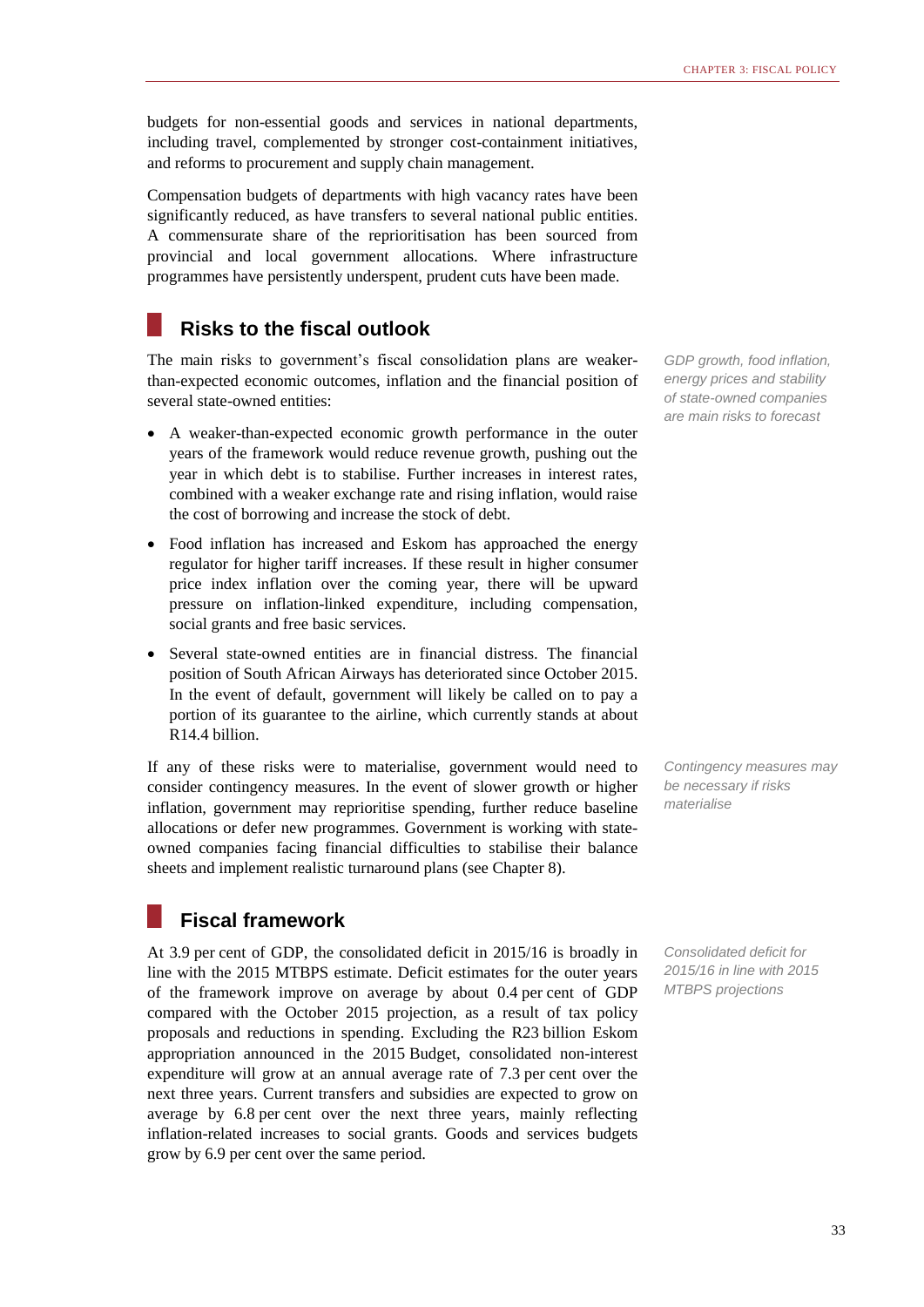budgets for non-essential goods and services in national departments, including travel, complemented by stronger cost-containment initiatives, and reforms to procurement and supply chain management.

Compensation budgets of departments with high vacancy rates have been significantly reduced, as have transfers to several national public entities. A commensurate share of the reprioritisation has been sourced from provincial and local government allocations. Where infrastructure programmes have persistently underspent, prudent cuts have been made.

## Risks to the fiscal outlook

*GDP growth, food inflation, energy prices and stability of state-owned companies are main risks to forecast*

The main risks to government's fiscal consolidation plans are weaker-than-expected economic outcomes, inflation and the financial position of several state-owned entities:

- A weaker-than-expected economic growth performance in the outer years of the framework would reduce revenue growth, pushing out the year in which debt is to stabilise. Further increases in interest rates, combined with a weaker exchange rate and rising inflation, would raise the cost of borrowing and increase the stock of debt.
- Food inflation has increased and Eskom has approached the energy regulator for higher tariff increases. If these result in higher consumer price index inflation over the coming year, there will be upward pressure on inflation-linked expenditure, including compensation, social grants and free basic services.
- Several state-owned entities are in financial distress. The financial position of South African Airways has deteriorated since October 2015. In the event of default, government will likely be called on to pay a portion of its guarantee to the airline, which currently stands at about R14.4 billion.

*Contingency measures may be necessary if risks materialise*

If any of these risks were to materialise, government would need to consider contingency measures. In the event of slower growth or higher inflation, government may reprioritise spending, further reduce baseline allocations or defer new programmes. Government is working with state-owned companies facing financial difficulties to stabilise their balance sheets and implement realistic turnaround plans (see Chapter 8).

## Fiscal framework

*Consolidated deficit for 2015/16 in line with 2015 MTBPS projections*

At 3.9 per cent of GDP, the consolidated deficit in 2015/16 is broadly in line with the 2015 MTBPS estimate. Deficit estimates for the outer years of the framework improve on average by about 0.4 per cent of GDP compared with the October 2015 projection, as a result of tax policy proposals and reductions in spending. Excluding the R23 billion Eskom appropriation announced in the 2015 Budget, consolidated non-interest expenditure will grow at an annual average rate of 7.3 per cent over the next three years. Current transfers and subsidies are expected to grow on average by 6.8 per cent over the next three years, mainly reflecting inflation-related increases to social grants. Goods and services budgets grow by 6.9 per cent over the same period.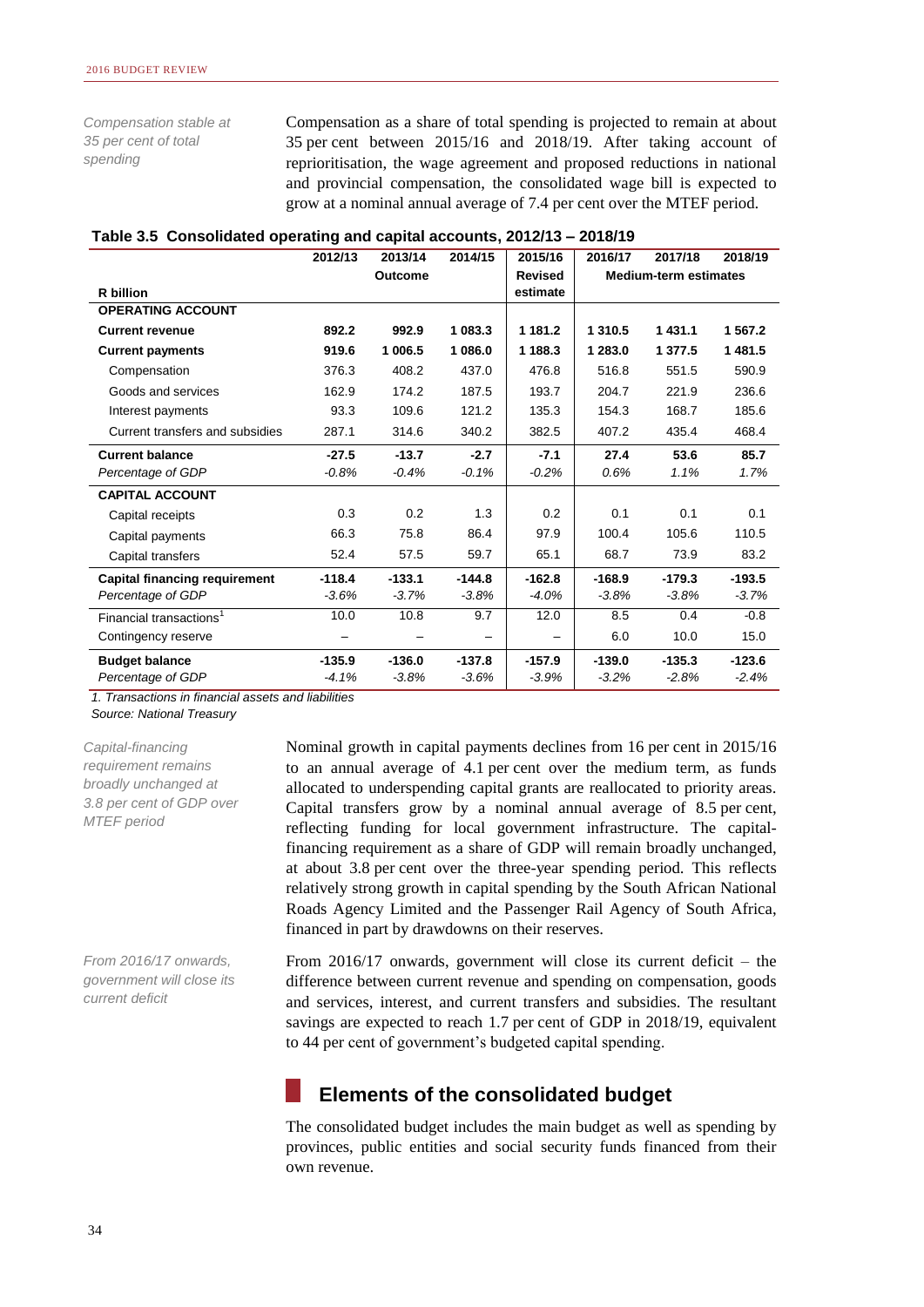*Compensation stable at 35 per cent of total spending*

Compensation as a share of total spending is projected to remain at about 35 per cent between 2015/16 and 2018/19. After taking account of reprioritisation, the wage agreement and proposed reductions in national and provincial compensation, the consolidated wage bill is expected to grow at a nominal annual average of 7.4 per cent over the MTEF period.

**Table 3.5 Consolidated operating and capital accounts, 2012/13 – 2018/19**

| R billion | 2012/13 | 2013/14 | 2014/15 | 2015/16 | 2016/17 | 2017/18 | 2018/19 |
|---|---|---|---|---|---|---|---|
| | | Outcome | | Revised estimate | | Medium-term estimates | |
| **OPERATING ACCOUNT** | | | | | | | |
| **Current revenue** | **892.2** | **992.9** | **1 083.3** | **1 181.2** | **1 310.5** | **1 431.1** | **1 567.2** |
| **Current payments** | **919.6** | **1 006.5** | **1 086.0** | **1 188.3** | **1 283.0** | **1 377.5** | **1 481.5** |
| Compensation | 376.3 | 408.2 | 437.0 | 476.8 | 516.8 | 551.5 | 590.9 |
| Goods and services | 162.9 | 174.2 | 187.5 | 193.7 | 204.7 | 221.9 | 236.6 |
| Interest payments | 93.3 | 109.6 | 121.2 | 135.3 | 154.3 | 168.7 | 185.6 |
| Current transfers and subsidies | 287.1 | 314.6 | 340.2 | 382.5 | 407.2 | 435.4 | 468.4 |
| **Current balance** | **-27.5** | **-13.7** | **-2.7** | **-7.1** | **27.4** | **53.6** | **85.7** |
| *Percentage of GDP* | *-0.8%* | *-0.4%* | *-0.1%* | *-0.2%* | *0.6%* | *1.1%* | *1.7%* |
| **CAPITAL ACCOUNT** | | | | | | | |
| Capital receipts | 0.3 | 0.2 | 1.3 | 0.2 | 0.1 | 0.1 | 0.1 |
| Capital payments | 66.3 | 75.8 | 86.4 | 97.9 | 100.4 | 105.6 | 110.5 |
| Capital transfers | 52.4 | 57.5 | 59.7 | 65.1 | 68.7 | 73.9 | 83.2 |
| **Capital financing requirement** | **-118.4** | **-133.1** | **-144.8** | **-162.8** | **-168.9** | **-179.3** | **-193.5** |
| *Percentage of GDP* | *-3.6%* | *-3.7%* | *-3.8%* | *-4.0%* | *-3.8%* | *-3.8%* | *-3.7%* |
| Financial transactions[1] | 10.0 | 10.8 | 9.7 | 12.0 | 8.5 | 0.4 | -0.8 |
| Contingency reserve | – | – | – | – | 6.0 | 10.0 | 15.0 |
| **Budget balance** | **-135.9** | **-136.0** | **-137.8** | **-157.9** | **-139.0** | **-135.3** | **-123.6** |
| *Percentage of GDP* | *-4.1%* | *-3.8%* | *-3.6%* | *-3.9%* | *-3.2%* | *-2.8%* | *-2.4%* |

*1. Transactions in financial assets and liabilities*
*Source: National Treasury*

*Capital-financing requirement remains broadly unchanged at 3.8 per cent of GDP over MTEF period*

Nominal growth in capital payments declines from 16 per cent in 2015/16 to an annual average of 4.1 per cent over the medium term, as funds allocated to underspending capital grants are reallocated to priority areas. Capital transfers grow by a nominal annual average of 8.5 per cent, reflecting funding for local government infrastructure. The capital-financing requirement as a share of GDP will remain broadly unchanged, at about 3.8 per cent over the three-year spending period. This reflects relatively strong growth in capital spending by the South African National Roads Agency Limited and the Passenger Rail Agency of South Africa, financed in part by drawdowns on their reserves.

*From 2016/17 onwards, government will close its current deficit*

From 2016/17 onwards, government will close its current deficit – the difference between current revenue and spending on compensation, goods and services, interest, and current transfers and subsidies. The resultant savings are expected to reach 1.7 per cent of GDP in 2018/19, equivalent to 44 per cent of government's budgeted capital spending.

## Elements of the consolidated budget

The consolidated budget includes the main budget as well as spending by provinces, public entities and social security funds financed from their own revenue.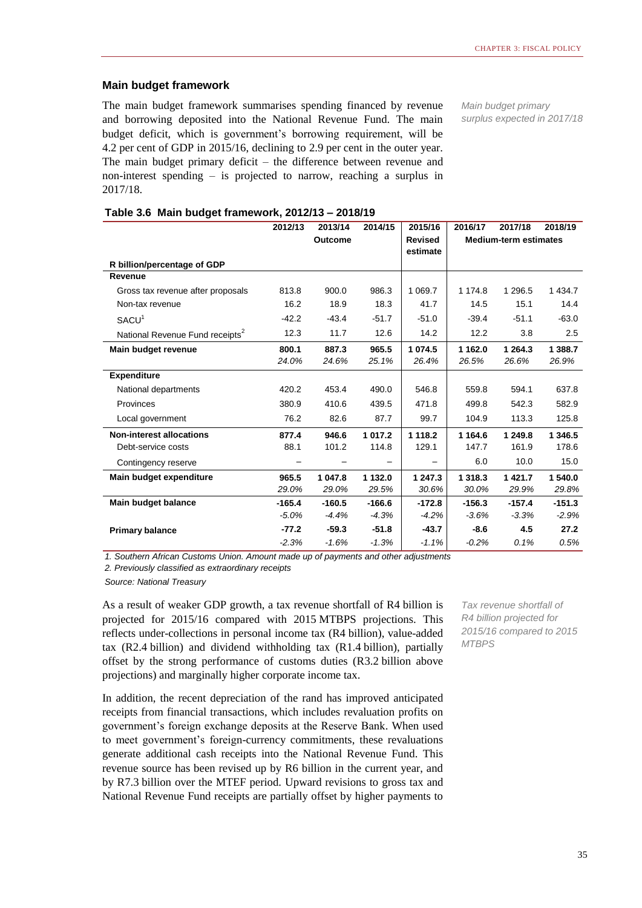## Main budget framework

The main budget framework summarises spending financed by revenue and borrowing deposited into the National Revenue Fund. The main budget deficit, which is government's borrowing requirement, will be 4.2 per cent of GDP in 2015/16, declining to 2.9 per cent in the outer year. The main budget primary deficit – the difference between revenue and non-interest spending – is projected to narrow, reaching a surplus in 2017/18.

*Main budget primary surplus expected in 2017/18*

**Table 3.6 Main budget framework, 2012/13 – 2018/19**

| | 2012/13 | 2013/14 | 2014/15 | 2015/16 | 2016/17 | 2017/18 | 2018/19 |
|---|---|---|---|---|---|---|---|
| | | Outcome | | Revised estimate | Medium-term estimates | | |
| R billion/percentage of GDP | | | | | | | |
| **Revenue** | | | | | | | |
| Gross tax revenue after proposals | 813.8 | 900.0 | 986.3 | 1 069.7 | 1 174.8 | 1 296.5 | 1 434.7 |
| Non-tax revenue | 16.2 | 18.9 | 18.3 | 41.7 | 14.5 | 15.1 | 14.4 |
| SACU[1] | -42.2 | -43.4 | -51.7 | -51.0 | -39.4 | -51.1 | -63.0 |
| National Revenue Fund receipts[2] | 12.3 | 11.7 | 12.6 | 14.2 | 12.2 | 3.8 | 2.5 |
| **Main budget revenue** | **800.1** | **887.3** | **965.5** | **1 074.5** | **1 162.0** | **1 264.3** | **1 388.7** |
| | *24.0%* | *24.6%* | *25.1%* | *26.4%* | *26.5%* | *26.6%* | *26.9%* |
| **Expenditure** | | | | | | | |
| National departments | 420.2 | 453.4 | 490.0 | 546.8 | 559.8 | 594.1 | 637.8 |
| Provinces | 380.9 | 410.6 | 439.5 | 471.8 | 499.8 | 542.3 | 582.9 |
| Local government | 76.2 | 82.6 | 87.7 | 99.7 | 104.9 | 113.3 | 125.8 |
| **Non-interest allocations** | **877.4** | **946.6** | **1 017.2** | **1 118.2** | **1 164.6** | **1 249.8** | **1 346.5** |
| Debt-service costs | 88.1 | 101.2 | 114.8 | 129.1 | 147.7 | 161.9 | 178.6 |
| Contingency reserve | – | – | – | – | 6.0 | 10.0 | 15.0 |
| **Main budget expenditure** | **965.5** | **1 047.8** | **1 132.0** | **1 247.3** | **1 318.3** | **1 421.7** | **1 540.0** |
| | *29.0%* | *29.0%* | *29.5%* | *30.6%* | *30.0%* | *29.9%* | *29.8%* |
| **Main budget balance** | **-165.4** | **-160.5** | **-166.6** | **-172.8** | **-156.3** | **-157.4** | **-151.3** |
| | *-5.0%* | *-4.4%* | *-4.3%* | *-4.2%* | *-3.6%* | *-3.3%* | *-2.9%* |
| **Primary balance** | **-77.2** | **-59.3** | **-51.8** | **-43.7** | **-8.6** | **4.5** | **27.2** |
| | *-2.3%* | *-1.6%* | *-1.3%* | *-1.1%* | *-0.2%* | *0.1%* | *0.5%* |

*1. Southern African Customs Union. Amount made up of payments and other adjustments*

*2. Previously classified as extraordinary receipts*

*Source: National Treasury*

As a result of weaker GDP growth, a tax revenue shortfall of R4 billion is projected for 2015/16 compared with 2015 MTBPS projections. This reflects under-collections in personal income tax (R4 billion), value-added tax (R2.4 billion) and dividend withholding tax (R1.4 billion), partially offset by the strong performance of customs duties (R3.2 billion above projections) and marginally higher corporate income tax.

*Tax revenue shortfall of R4 billion projected for 2015/16 compared to 2015 MTBPS*

In addition, the recent depreciation of the rand has improved anticipated receipts from financial transactions, which includes revaluation profits on government's foreign exchange deposits at the Reserve Bank. When used to meet government's foreign-currency commitments, these revaluations generate additional cash receipts into the National Revenue Fund. This revenue source has been revised up by R6 billion in the current year, and by R7.3 billion over the MTEF period. Upward revisions to gross tax and National Revenue Fund receipts are partially offset by higher payments to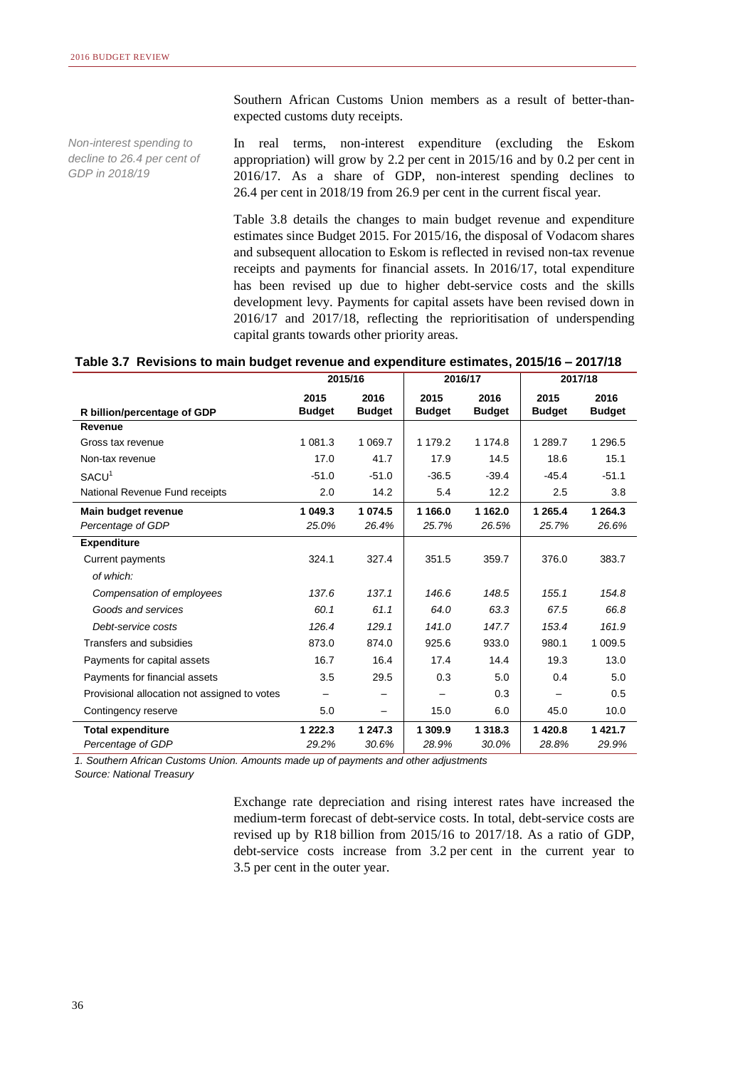Southern African Customs Union members as a result of better-than-expected customs duty receipts.

*Non-interest spending to decline to 26.4 per cent of GDP in 2018/19*

In real terms, non-interest expenditure (excluding the Eskom appropriation) will grow by 2.2 per cent in 2015/16 and by 0.2 per cent in 2016/17. As a share of GDP, non-interest spending declines to 26.4 per cent in 2018/19 from 26.9 per cent in the current fiscal year.

Table 3.8 details the changes to main budget revenue and expenditure estimates since Budget 2015. For 2015/16, the disposal of Vodacom shares and subsequent allocation to Eskom is reflected in revised non-tax revenue receipts and payments for financial assets. In 2016/17, total expenditure has been revised up due to higher debt-service costs and the skills development levy. Payments for capital assets have been revised down in 2016/17 and 2017/18, reflecting the reprioritisation of underspending capital grants towards other priority areas.

**Table 3.7 Revisions to main budget revenue and expenditure estimates, 2015/16 – 2017/18**

| | 2015/16 | | 2016/17 | | 2017/18 | |
|---|---|---|---|---|---|---|
| **R billion/percentage of GDP** | **2015 Budget** | **2016 Budget** | **2015 Budget** | **2016 Budget** | **2015 Budget** | **2016 Budget** |
| **Revenue** | | | | | | |
| Gross tax revenue | 1 081.3 | 1 069.7 | 1 179.2 | 1 174.8 | 1 289.7 | 1 296.5 |
| Non-tax revenue | 17.0 | 41.7 | 17.9 | 14.5 | 18.6 | 15.1 |
| SACU[1] | -51.0 | -51.0 | -36.5 | -39.4 | -45.4 | -51.1 |
| National Revenue Fund receipts | 2.0 | 14.2 | 5.4 | 12.2 | 2.5 | 3.8 |
| **Main budget revenue** | **1 049.3** | **1 074.5** | **1 166.0** | **1 162.0** | **1 265.4** | **1 264.3** |
| *Percentage of GDP* | *25.0%* | *26.4%* | *25.7%* | *26.5%* | *25.7%* | *26.6%* |
| **Expenditure** | | | | | | |
| Current payments | 324.1 | 327.4 | 351.5 | 359.7 | 376.0 | 383.7 |
| *of which:* | | | | | | |
| *Compensation of employees* | *137.6* | *137.1* | *146.6* | *148.5* | *155.1* | *154.8* |
| *Goods and services* | *60.1* | *61.1* | *64.0* | *63.3* | *67.5* | *66.8* |
| *Debt-service costs* | *126.4* | *129.1* | *141.0* | *147.7* | *153.4* | *161.9* |
| Transfers and subsidies | 873.0 | 874.0 | 925.6 | 933.0 | 980.1 | 1 009.5 |
| Payments for capital assets | 16.7 | 16.4 | 17.4 | 14.4 | 19.3 | 13.0 |
| Payments for financial assets | 3.5 | 29.5 | 0.3 | 5.0 | 0.4 | 5.0 |
| Provisional allocation not assigned to votes | – | – | – | 0.3 | – | 0.5 |
| Contingency reserve | 5.0 | – | 15.0 | 6.0 | 45.0 | 10.0 |
| **Total expenditure** | **1 222.3** | **1 247.3** | **1 309.9** | **1 318.3** | **1 420.8** | **1 421.7** |
| *Percentage of GDP* | *29.2%* | *30.6%* | *28.9%* | *30.0%* | *28.8%* | *29.9%* |

*1. Southern African Customs Union. Amounts made up of payments and other adjustments*
*Source: National Treasury*

Exchange rate depreciation and rising interest rates have increased the medium-term forecast of debt-service costs. In total, debt-service costs are revised up by R18 billion from 2015/16 to 2017/18. As a ratio of GDP, debt-service costs increase from 3.2 per cent in the current year to 3.5 per cent in the outer year.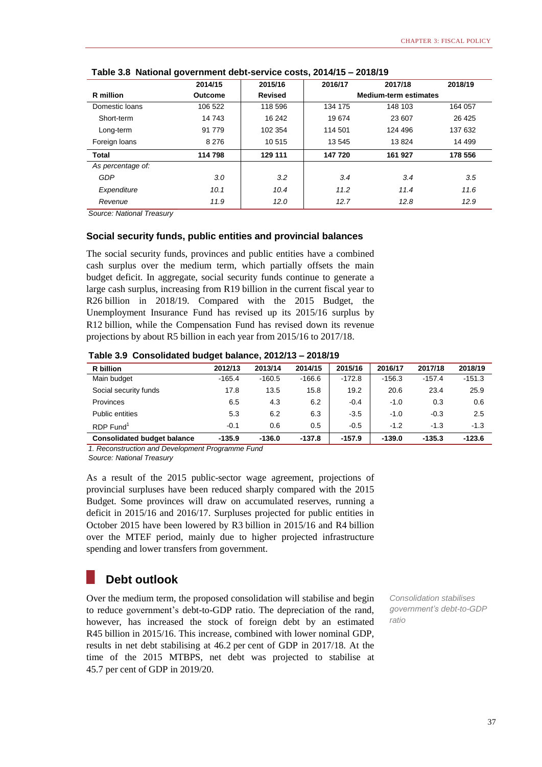**Table 3.8 National government debt-service costs, 2014/15 – 2018/19**

| R million | 2014/15 Outcome | 2015/16 Revised | 2016/17 | 2017/18 Medium-term estimates | 2018/19 |
|---|---|---|---|---|---|
| Domestic loans | 106 522 | 118 596 | 134 175 | 148 103 | 164 057 |
| Short-term | 14 743 | 16 242 | 19 674 | 23 607 | 26 425 |
| Long-term | 91 779 | 102 354 | 114 501 | 124 496 | 137 632 |
| Foreign loans | 8 276 | 10 515 | 13 545 | 13 824 | 14 499 |
| **Total** | **114 798** | **129 111** | **147 720** | **161 927** | **178 556** |
| *As percentage of:* | | | | | |
| *GDP* | *3.0* | *3.2* | *3.4* | *3.4* | *3.5* |
| *Expenditure* | *10.1* | *10.4* | *11.2* | *11.4* | *11.6* |
| *Revenue* | *11.9* | *12.0* | *12.7* | *12.8* | *12.9* |

*Source: National Treasury*

### Social security funds, public entities and provincial balances

The social security funds, provinces and public entities have a combined cash surplus over the medium term, which partially offsets the main budget deficit. In aggregate, social security funds continue to generate a large cash surplus, increasing from R19 billion in the current fiscal year to R26 billion in 2018/19. Compared with the 2015 Budget, the Unemployment Insurance Fund has revised up its 2015/16 surplus by R12 billion, while the Compensation Fund has revised down its revenue projections by about R5 billion in each year from 2015/16 to 2017/18.

**Table 3.9 Consolidated budget balance, 2012/13 – 2018/19**

| R billion | 2012/13 | 2013/14 | 2014/15 | 2015/16 | 2016/17 | 2017/18 | 2018/19 |
|---|---|---|---|---|---|---|---|
| Main budget | -165.4 | -160.5 | -166.6 | -172.8 | -156.3 | -157.4 | -151.3 |
| Social security funds | 17.8 | 13.5 | 15.8 | 19.2 | 20.6 | 23.4 | 25.9 |
| Provinces | 6.5 | 4.3 | 6.2 | -0.4 | -1.0 | 0.3 | 0.6 |
| Public entities | 5.3 | 6.2 | 6.3 | -3.5 | -1.0 | -0.3 | 2.5 |
| RDP Fund[1] | -0.1 | 0.6 | 0.5 | -0.5 | -1.2 | -1.3 | -1.3 |
| **Consolidated budget balance** | **-135.9** | **-136.0** | **-137.8** | **-157.9** | **-139.0** | **-135.3** | **-123.6** |

*1. Reconstruction and Development Programme Fund*
*Source: National Treasury*

As a result of the 2015 public-sector wage agreement, projections of provincial surpluses have been reduced sharply compared with the 2015 Budget. Some provinces will draw on accumulated reserves, running a deficit in 2015/16 and 2016/17. Surpluses projected for public entities in October 2015 have been lowered by R3 billion in 2015/16 and R4 billion over the MTEF period, mainly due to higher projected infrastructure spending and lower transfers from government.

## Debt outlook

*Consolidation stabilises government's debt-to-GDP ratio*

Over the medium term, the proposed consolidation will stabilise and begin to reduce government's debt-to-GDP ratio. The depreciation of the rand, however, has increased the stock of foreign debt by an estimated R45 billion in 2015/16. This increase, combined with lower nominal GDP, results in net debt stabilising at 46.2 per cent of GDP in 2017/18. At the time of the 2015 MTBPS, net debt was projected to stabilise at 45.7 per cent of GDP in 2019/20.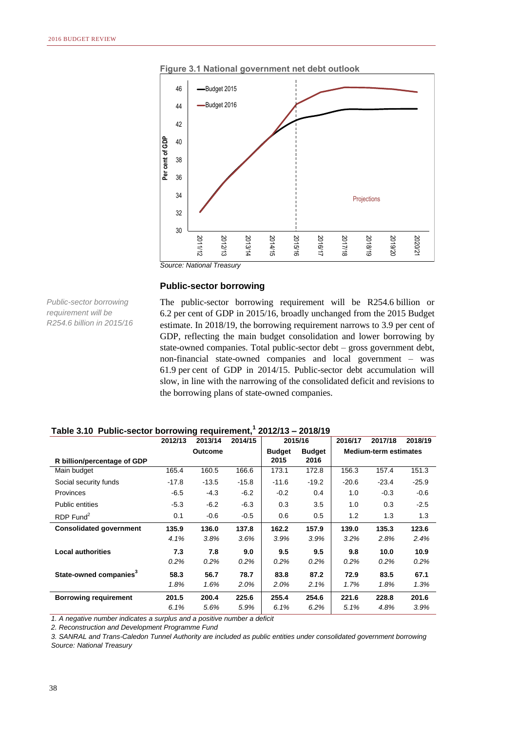**Figure 3.1 National government net debt outlook**

46
44
42
40
38
36
34
32
30

Per cent of GDP

Budget 2015
Budget 2016

Projections

2011/12
2012/13
2013/14
2014/15
2015/16
2016/17
2017/18
2018/19
2019/20
2020/21

*Source: National Treasury*

### Public-sector borrowing

*Public-sector borrowing requirement will be R254.6 billion in 2015/16*

The public-sector borrowing requirement will be R254.6 billion or 6.2 per cent of GDP in 2015/16, broadly unchanged from the 2015 Budget estimate. In 2018/19, the borrowing requirement narrows to 3.9 per cent of GDP, reflecting the main budget consolidation and lower borrowing by state-owned companies. Total public-sector debt – gross government debt, non-financial state-owned companies and local government – was 61.9 per cent of GDP in 2014/15. Public-sector debt accumulation will slow, in line with the narrowing of the consolidated deficit and revisions to the borrowing plans of state-owned companies.

**Table 3.10 Public-sector borrowing requirement,[1] 2012/13 – 2018/19**

| | 2012/13 | 2013/14 | 2014/15 | 2015/16 | | 2016/17 | 2017/18 | 2018/19 |
|---|---|---|---|---|---|---|---|---|
| **R billion/percentage of GDP** | | **Outcome** | | **Budget 2015** | **Budget 2016** | **Medium-term estimates** | | |
| Main budget | 165.4 | 160.5 | 166.6 | 173.1 | 172.8 | 156.3 | 157.4 | 151.3 |
| Social security funds | -17.8 | -13.5 | -15.8 | -11.6 | -19.2 | -20.6 | -23.4 | -25.9 |
| Provinces | -6.5 | -4.3 | -6.2 | -0.2 | 0.4 | 1.0 | -0.3 | -0.6 |
| Public entities | -5.3 | -6.2 | -6.3 | 0.3 | 3.5 | 1.0 | 0.3 | -2.5 |
| RDP Fund[2] | 0.1 | -0.6 | -0.5 | 0.6 | 0.5 | 1.2 | 1.3 | 1.3 |
| **Consolidated government** | **135.9** | **136.0** | **137.8** | **162.2** | **157.9** | **139.0** | **135.3** | **123.6** |
| | *4.1%* | *3.8%* | *3.6%* | *3.9%* | *3.9%* | *3.2%* | *2.8%* | *2.4%* |
| **Local authorities** | **7.3** | **7.8** | **9.0** | **9.5** | **9.5** | **9.8** | **10.0** | **10.9** |
| | *0.2%* | *0.2%* | *0.2%* | *0.2%* | *0.2%* | *0.2%* | *0.2%* | *0.2%* |
| **State-owned companies[3]** | **58.3** | **56.7** | **78.7** | **83.8** | **87.2** | **72.9** | **83.5** | **67.1** |
| | *1.8%* | *1.6%* | *2.0%* | *2.0%* | *2.1%* | *1.7%* | *1.8%* | *1.3%* |
| **Borrowing requirement** | **201.5** | **200.4** | **225.6** | **255.4** | **254.6** | **221.6** | **228.8** | **201.6** |
| | *6.1%* | *5.6%* | *5.9%* | *6.1%* | *6.2%* | *5.1%* | *4.8%* | *3.9%* |

*1. A negative number indicates a surplus and a positive number a deficit*
*2. Reconstruction and Development Programme Fund*
*3. SANRAL and Trans-Caledon Tunnel Authority are included as public entities under consolidated government borrowing*
*Source: National Treasury*